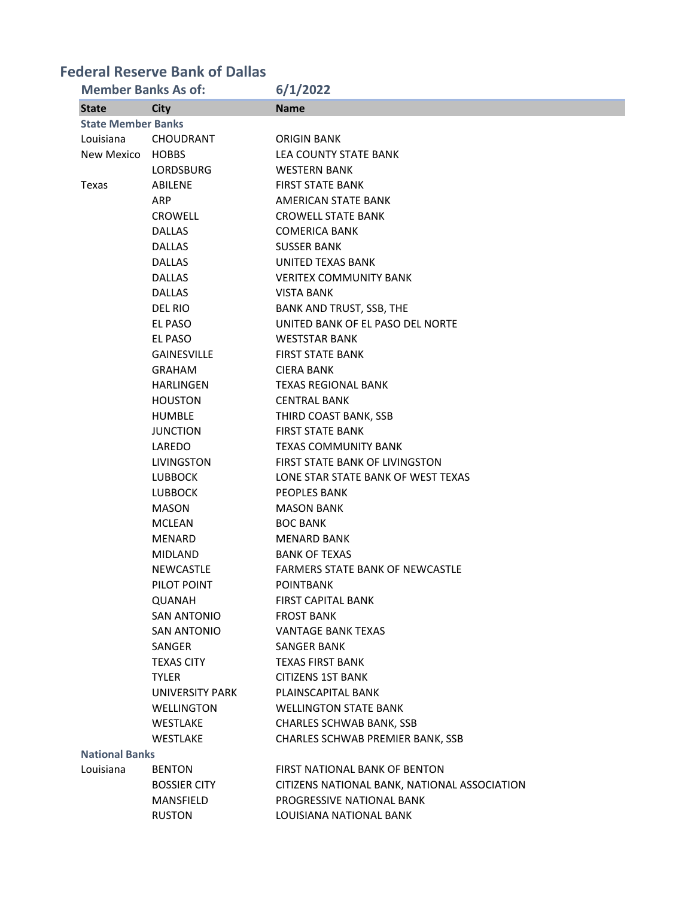# Federal Reserve Bank of Dallas

## Member Banks As of: 6/1/2022

| State | City | Name |
|---|---|---|
| **State Member Banks** | | |
| Louisiana | CHOUDRANT | ORIGIN BANK |
| New Mexico | HOBBS | LEA COUNTY STATE BANK |
| | LORDSBURG | WESTERN BANK |
| Texas | ABILENE | FIRST STATE BANK |
| | ARP | AMERICAN STATE BANK |
| | CROWELL | CROWELL STATE BANK |
| | DALLAS | COMERICA BANK |
| | DALLAS | SUSSER BANK |
| | DALLAS | UNITED TEXAS BANK |
| | DALLAS | VERITEX COMMUNITY BANK |
| | DALLAS | VISTA BANK |
| | DEL RIO | BANK AND TRUST, SSB, THE |
| | EL PASO | UNITED BANK OF EL PASO DEL NORTE |
| | EL PASO | WESTSTAR BANK |
| | GAINESVILLE | FIRST STATE BANK |
| | GRAHAM | CIERA BANK |
| | HARLINGEN | TEXAS REGIONAL BANK |
| | HOUSTON | CENTRAL BANK |
| | HUMBLE | THIRD COAST BANK, SSB |
| | JUNCTION | FIRST STATE BANK |
| | LAREDO | TEXAS COMMUNITY BANK |
| | LIVINGSTON | FIRST STATE BANK OF LIVINGSTON |
| | LUBBOCK | LONE STAR STATE BANK OF WEST TEXAS |
| | LUBBOCK | PEOPLES BANK |
| | MASON | MASON BANK |
| | MCLEAN | BOC BANK |
| | MENARD | MENARD BANK |
| | MIDLAND | BANK OF TEXAS |
| | NEWCASTLE | FARMERS STATE BANK OF NEWCASTLE |
| | PILOT POINT | POINTBANK |
| | QUANAH | FIRST CAPITAL BANK |
| | SAN ANTONIO | FROST BANK |
| | SAN ANTONIO | VANTAGE BANK TEXAS |
| | SANGER | SANGER BANK |
| | TEXAS CITY | TEXAS FIRST BANK |
| | TYLER | CITIZENS 1ST BANK |
| | UNIVERSITY PARK | PLAINSCAPITAL BANK |
| | WELLINGTON | WELLINGTON STATE BANK |
| | WESTLAKE | CHARLES SCHWAB BANK, SSB |
| | WESTLAKE | CHARLES SCHWAB PREMIER BANK, SSB |
| **National Banks** | | |
| Louisiana | BENTON | FIRST NATIONAL BANK OF BENTON |
| | BOSSIER CITY | CITIZENS NATIONAL BANK, NATIONAL ASSOCIATION |
| | MANSFIELD | PROGRESSIVE NATIONAL BANK |
| | RUSTON | LOUISIANA NATIONAL BANK |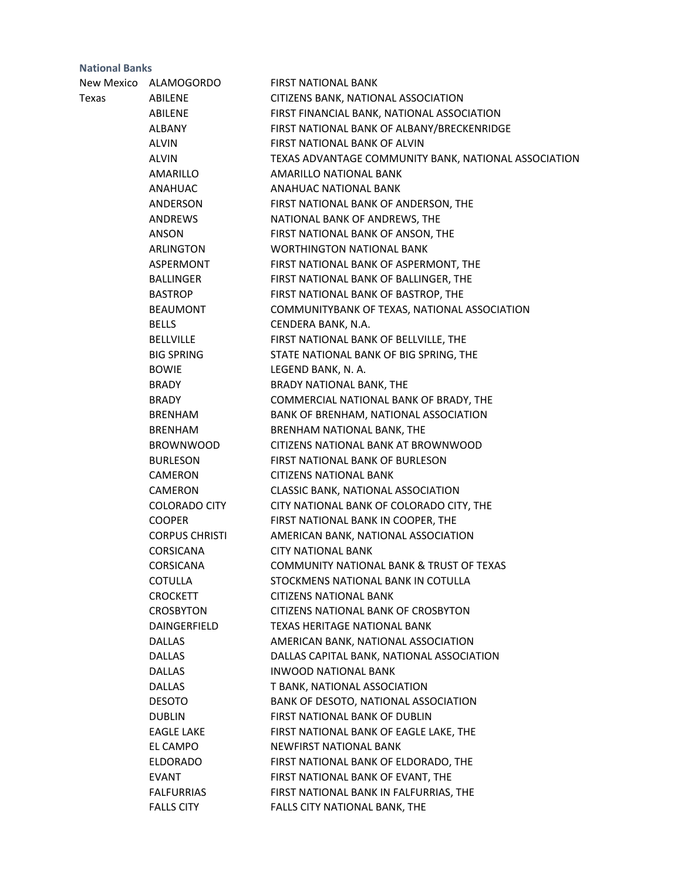### National Banks

| | | |
|---|---|---|
| New Mexico | ALAMOGORDO | FIRST NATIONAL BANK |
| Texas | ABILENE | CITIZENS BANK, NATIONAL ASSOCIATION |
| | ABILENE | FIRST FINANCIAL BANK, NATIONAL ASSOCIATION |
| | ALBANY | FIRST NATIONAL BANK OF ALBANY/BRECKENRIDGE |
| | ALVIN | FIRST NATIONAL BANK OF ALVIN |
| | ALVIN | TEXAS ADVANTAGE COMMUNITY BANK, NATIONAL ASSOCIATION |
| | AMARILLO | AMARILLO NATIONAL BANK |
| | ANAHUAC | ANAHUAC NATIONAL BANK |
| | ANDERSON | FIRST NATIONAL BANK OF ANDERSON, THE |
| | ANDREWS | NATIONAL BANK OF ANDREWS, THE |
| | ANSON | FIRST NATIONAL BANK OF ANSON, THE |
| | ARLINGTON | WORTHINGTON NATIONAL BANK |
| | ASPERMONT | FIRST NATIONAL BANK OF ASPERMONT, THE |
| | BALLINGER | FIRST NATIONAL BANK OF BALLINGER, THE |
| | BASTROP | FIRST NATIONAL BANK OF BASTROP, THE |
| | BEAUMONT | COMMUNITYBANK OF TEXAS, NATIONAL ASSOCIATION |
| | BELLS | CENDERA BANK, N.A. |
| | BELLVILLE | FIRST NATIONAL BANK OF BELLVILLE, THE |
| | BIG SPRING | STATE NATIONAL BANK OF BIG SPRING, THE |
| | BOWIE | LEGEND BANK, N. A. |
| | BRADY | BRADY NATIONAL BANK, THE |
| | BRADY | COMMERCIAL NATIONAL BANK OF BRADY, THE |
| | BRENHAM | BANK OF BRENHAM, NATIONAL ASSOCIATION |
| | BRENHAM | BRENHAM NATIONAL BANK, THE |
| | BROWNWOOD | CITIZENS NATIONAL BANK AT BROWNWOOD |
| | BURLESON | FIRST NATIONAL BANK OF BURLESON |
| | CAMERON | CITIZENS NATIONAL BANK |
| | CAMERON | CLASSIC BANK, NATIONAL ASSOCIATION |
| | COLORADO CITY | CITY NATIONAL BANK OF COLORADO CITY, THE |
| | COOPER | FIRST NATIONAL BANK IN COOPER, THE |
| | CORPUS CHRISTI | AMERICAN BANK, NATIONAL ASSOCIATION |
| | CORSICANA | CITY NATIONAL BANK |
| | CORSICANA | COMMUNITY NATIONAL BANK & TRUST OF TEXAS |
| | COTULLA | STOCKMENS NATIONAL BANK IN COTULLA |
| | CROCKETT | CITIZENS NATIONAL BANK |
| | CROSBYTON | CITIZENS NATIONAL BANK OF CROSBYTON |
| | DAINGERFIELD | TEXAS HERITAGE NATIONAL BANK |
| | DALLAS | AMERICAN BANK, NATIONAL ASSOCIATION |
| | DALLAS | DALLAS CAPITAL BANK, NATIONAL ASSOCIATION |
| | DALLAS | INWOOD NATIONAL BANK |
| | DALLAS | T BANK, NATIONAL ASSOCIATION |
| | DESOTO | BANK OF DESOTO, NATIONAL ASSOCIATION |
| | DUBLIN | FIRST NATIONAL BANK OF DUBLIN |
| | EAGLE LAKE | FIRST NATIONAL BANK OF EAGLE LAKE, THE |
| | EL CAMPO | NEWFIRST NATIONAL BANK |
| | ELDORADO | FIRST NATIONAL BANK OF ELDORADO, THE |
| | EVANT | FIRST NATIONAL BANK OF EVANT, THE |
| | FALFURRIAS | FIRST NATIONAL BANK IN FALFURRIAS, THE |
| | FALLS CITY | FALLS CITY NATIONAL BANK, THE |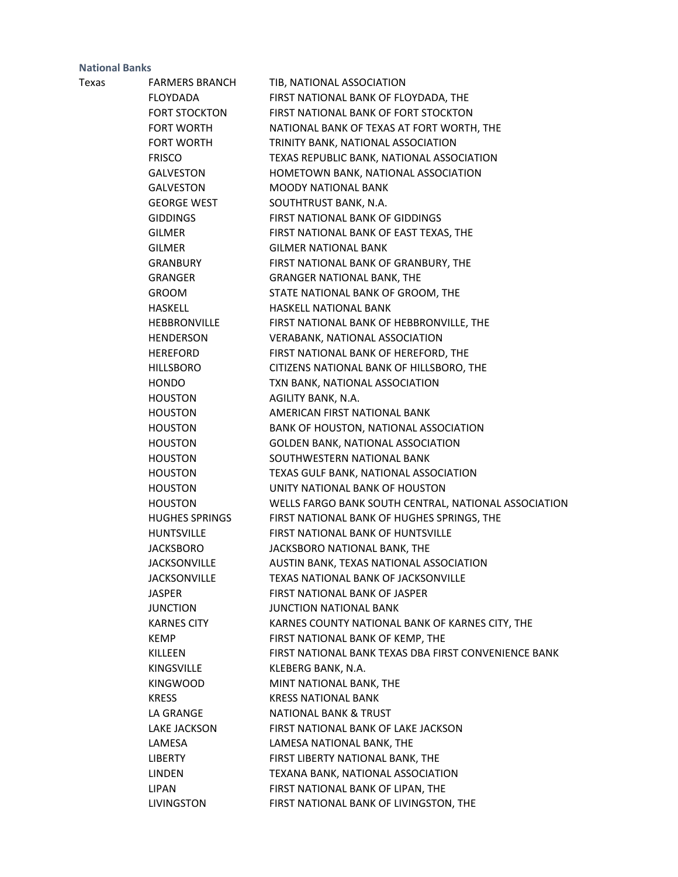**National Banks**

| | | |
|---|---|---|
| Texas | FARMERS BRANCH | TIB, NATIONAL ASSOCIATION |
| | FLOYDADA | FIRST NATIONAL BANK OF FLOYDADA, THE |
| | FORT STOCKTON | FIRST NATIONAL BANK OF FORT STOCKTON |
| | FORT WORTH | NATIONAL BANK OF TEXAS AT FORT WORTH, THE |
| | FORT WORTH | TRINITY BANK, NATIONAL ASSOCIATION |
| | FRISCO | TEXAS REPUBLIC BANK, NATIONAL ASSOCIATION |
| | GALVESTON | HOMETOWN BANK, NATIONAL ASSOCIATION |
| | GALVESTON | MOODY NATIONAL BANK |
| | GEORGE WEST | SOUTHTRUST BANK, N.A. |
| | GIDDINGS | FIRST NATIONAL BANK OF GIDDINGS |
| | GILMER | FIRST NATIONAL BANK OF EAST TEXAS, THE |
| | GILMER | GILMER NATIONAL BANK |
| | GRANBURY | FIRST NATIONAL BANK OF GRANBURY, THE |
| | GRANGER | GRANGER NATIONAL BANK, THE |
| | GROOM | STATE NATIONAL BANK OF GROOM, THE |
| | HASKELL | HASKELL NATIONAL BANK |
| | HEBBRONVILLE | FIRST NATIONAL BANK OF HEBBRONVILLE, THE |
| | HENDERSON | VERABANK, NATIONAL ASSOCIATION |
| | HEREFORD | FIRST NATIONAL BANK OF HEREFORD, THE |
| | HILLSBORO | CITIZENS NATIONAL BANK OF HILLSBORO, THE |
| | HONDO | TXN BANK, NATIONAL ASSOCIATION |
| | HOUSTON | AGILITY BANK, N.A. |
| | HOUSTON | AMERICAN FIRST NATIONAL BANK |
| | HOUSTON | BANK OF HOUSTON, NATIONAL ASSOCIATION |
| | HOUSTON | GOLDEN BANK, NATIONAL ASSOCIATION |
| | HOUSTON | SOUTHWESTERN NATIONAL BANK |
| | HOUSTON | TEXAS GULF BANK, NATIONAL ASSOCIATION |
| | HOUSTON | UNITY NATIONAL BANK OF HOUSTON |
| | HOUSTON | WELLS FARGO BANK SOUTH CENTRAL, NATIONAL ASSOCIATION |
| | HUGHES SPRINGS | FIRST NATIONAL BANK OF HUGHES SPRINGS, THE |
| | HUNTSVILLE | FIRST NATIONAL BANK OF HUNTSVILLE |
| | JACKSBORO | JACKSBORO NATIONAL BANK, THE |
| | JACKSONVILLE | AUSTIN BANK, TEXAS NATIONAL ASSOCIATION |
| | JACKSONVILLE | TEXAS NATIONAL BANK OF JACKSONVILLE |
| | JASPER | FIRST NATIONAL BANK OF JASPER |
| | JUNCTION | JUNCTION NATIONAL BANK |
| | KARNES CITY | KARNES COUNTY NATIONAL BANK OF KARNES CITY, THE |
| | KEMP | FIRST NATIONAL BANK OF KEMP, THE |
| | KILLEEN | FIRST NATIONAL BANK TEXAS DBA FIRST CONVENIENCE BANK |
| | KINGSVILLE | KLEBERG BANK, N.A. |
| | KINGWOOD | MINT NATIONAL BANK, THE |
| | KRESS | KRESS NATIONAL BANK |
| | LA GRANGE | NATIONAL BANK & TRUST |
| | LAKE JACKSON | FIRST NATIONAL BANK OF LAKE JACKSON |
| | LAMESA | LAMESA NATIONAL BANK, THE |
| | LIBERTY | FIRST LIBERTY NATIONAL BANK, THE |
| | LINDEN | TEXANA BANK, NATIONAL ASSOCIATION |
| | LIPAN | FIRST NATIONAL BANK OF LIPAN, THE |
| | LIVINGSTON | FIRST NATIONAL BANK OF LIVINGSTON, THE |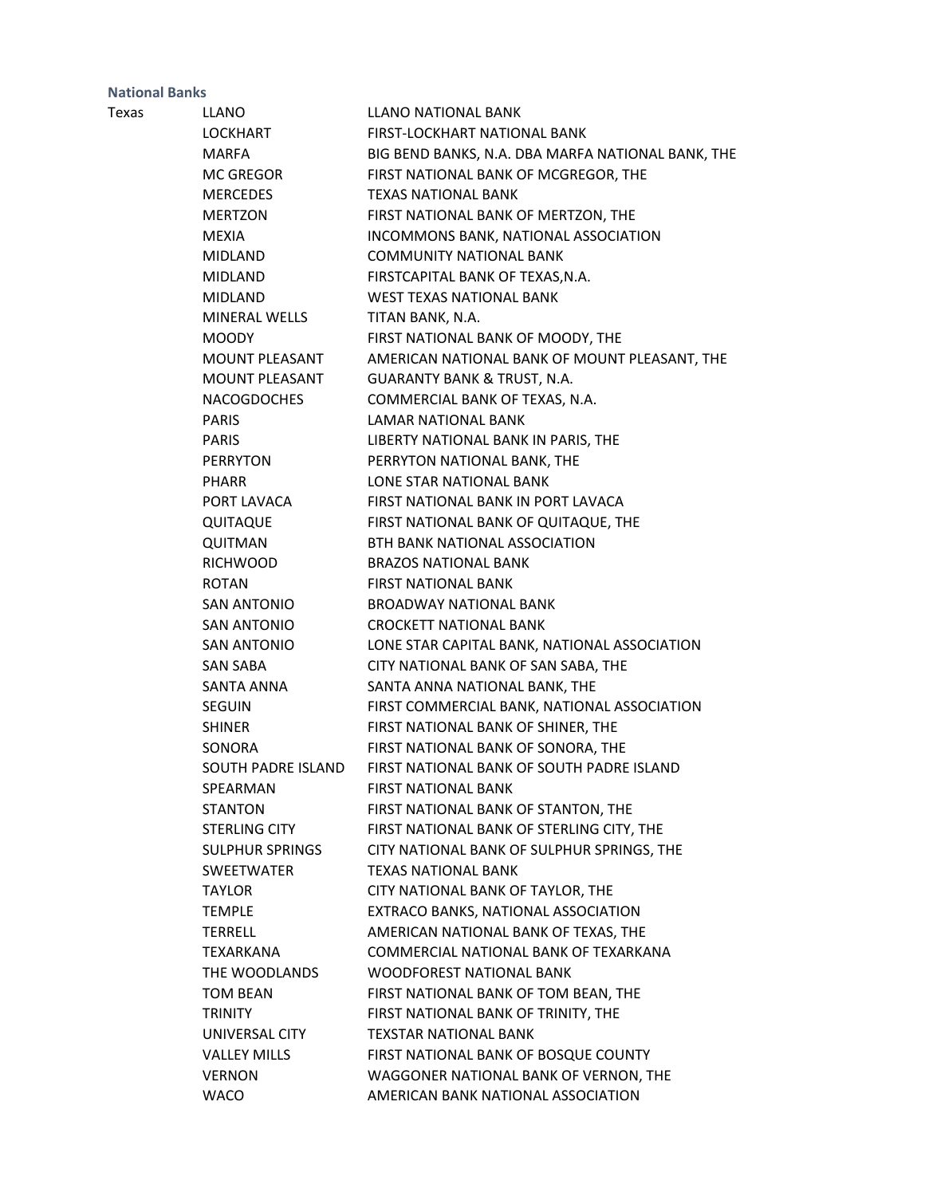**National Banks**

| State | City | Bank |
|---|---|---|
| Texas | LLANO | LLANO NATIONAL BANK |
| | LOCKHART | FIRST-LOCKHART NATIONAL BANK |
| | MARFA | BIG BEND BANKS, N.A. DBA MARFA NATIONAL BANK, THE |
| | MC GREGOR | FIRST NATIONAL BANK OF MCGREGOR, THE |
| | MERCEDES | TEXAS NATIONAL BANK |
| | MERTZON | FIRST NATIONAL BANK OF MERTZON, THE |
| | MEXIA | INCOMMONS BANK, NATIONAL ASSOCIATION |
| | MIDLAND | COMMUNITY NATIONAL BANK |
| | MIDLAND | FIRSTCAPITAL BANK OF TEXAS,N.A. |
| | MIDLAND | WEST TEXAS NATIONAL BANK |
| | MINERAL WELLS | TITAN BANK, N.A. |
| | MOODY | FIRST NATIONAL BANK OF MOODY, THE |
| | MOUNT PLEASANT | AMERICAN NATIONAL BANK OF MOUNT PLEASANT, THE |
| | MOUNT PLEASANT | GUARANTY BANK & TRUST, N.A. |
| | NACOGDOCHES | COMMERCIAL BANK OF TEXAS, N.A. |
| | PARIS | LAMAR NATIONAL BANK |
| | PARIS | LIBERTY NATIONAL BANK IN PARIS, THE |
| | PERRYTON | PERRYTON NATIONAL BANK, THE |
| | PHARR | LONE STAR NATIONAL BANK |
| | PORT LAVACA | FIRST NATIONAL BANK IN PORT LAVACA |
| | QUITAQUE | FIRST NATIONAL BANK OF QUITAQUE, THE |
| | QUITMAN | BTH BANK NATIONAL ASSOCIATION |
| | RICHWOOD | BRAZOS NATIONAL BANK |
| | ROTAN | FIRST NATIONAL BANK |
| | SAN ANTONIO | BROADWAY NATIONAL BANK |
| | SAN ANTONIO | CROCKETT NATIONAL BANK |
| | SAN ANTONIO | LONE STAR CAPITAL BANK, NATIONAL ASSOCIATION |
| | SAN SABA | CITY NATIONAL BANK OF SAN SABA, THE |
| | SANTA ANNA | SANTA ANNA NATIONAL BANK, THE |
| | SEGUIN | FIRST COMMERCIAL BANK, NATIONAL ASSOCIATION |
| | SHINER | FIRST NATIONAL BANK OF SHINER, THE |
| | SONORA | FIRST NATIONAL BANK OF SONORA, THE |
| | SOUTH PADRE ISLAND | FIRST NATIONAL BANK OF SOUTH PADRE ISLAND |
| | SPEARMAN | FIRST NATIONAL BANK |
| | STANTON | FIRST NATIONAL BANK OF STANTON, THE |
| | STERLING CITY | FIRST NATIONAL BANK OF STERLING CITY, THE |
| | SULPHUR SPRINGS | CITY NATIONAL BANK OF SULPHUR SPRINGS, THE |
| | SWEETWATER | TEXAS NATIONAL BANK |
| | TAYLOR | CITY NATIONAL BANK OF TAYLOR, THE |
| | TEMPLE | EXTRACO BANKS, NATIONAL ASSOCIATION |
| | TERRELL | AMERICAN NATIONAL BANK OF TEXAS, THE |
| | TEXARKANA | COMMERCIAL NATIONAL BANK OF TEXARKANA |
| | THE WOODLANDS | WOODFOREST NATIONAL BANK |
| | TOM BEAN | FIRST NATIONAL BANK OF TOM BEAN, THE |
| | TRINITY | FIRST NATIONAL BANK OF TRINITY, THE |
| | UNIVERSAL CITY | TEXSTAR NATIONAL BANK |
| | VALLEY MILLS | FIRST NATIONAL BANK OF BOSQUE COUNTY |
| | VERNON | WAGGONER NATIONAL BANK OF VERNON, THE |
| | WACO | AMERICAN BANK NATIONAL ASSOCIATION |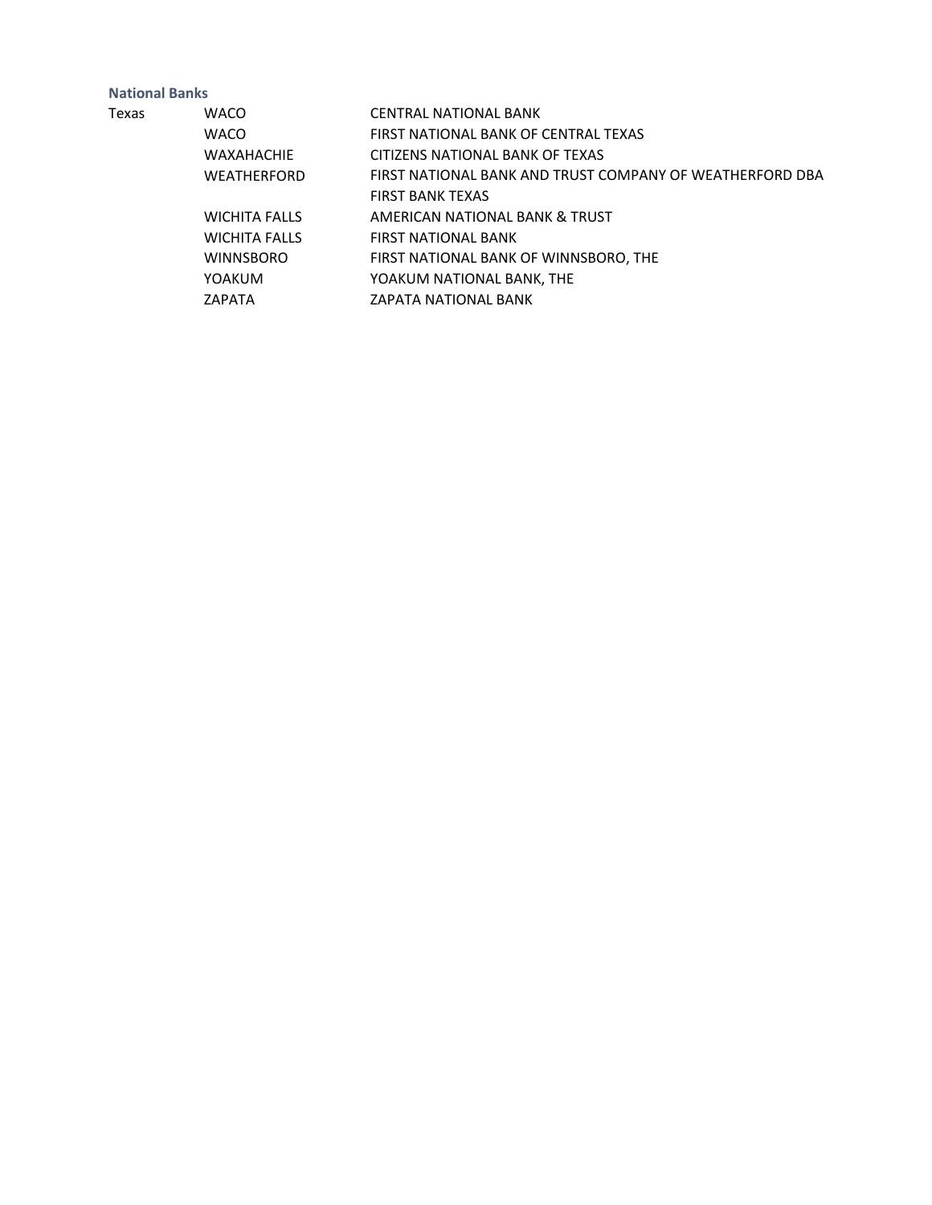### National Banks

| | | |
|---|---|---|
| Texas | WACO | CENTRAL NATIONAL BANK |
| | WACO | FIRST NATIONAL BANK OF CENTRAL TEXAS |
| | WAXAHACHIE | CITIZENS NATIONAL BANK OF TEXAS |
| | WEATHERFORD | FIRST NATIONAL BANK AND TRUST COMPANY OF WEATHERFORD DBA FIRST BANK TEXAS |
| | WICHITA FALLS | AMERICAN NATIONAL BANK & TRUST |
| | WICHITA FALLS | FIRST NATIONAL BANK |
| | WINNSBORO | FIRST NATIONAL BANK OF WINNSBORO, THE |
| | YOAKUM | YOAKUM NATIONAL BANK, THE |
| | ZAPATA | ZAPATA NATIONAL BANK |